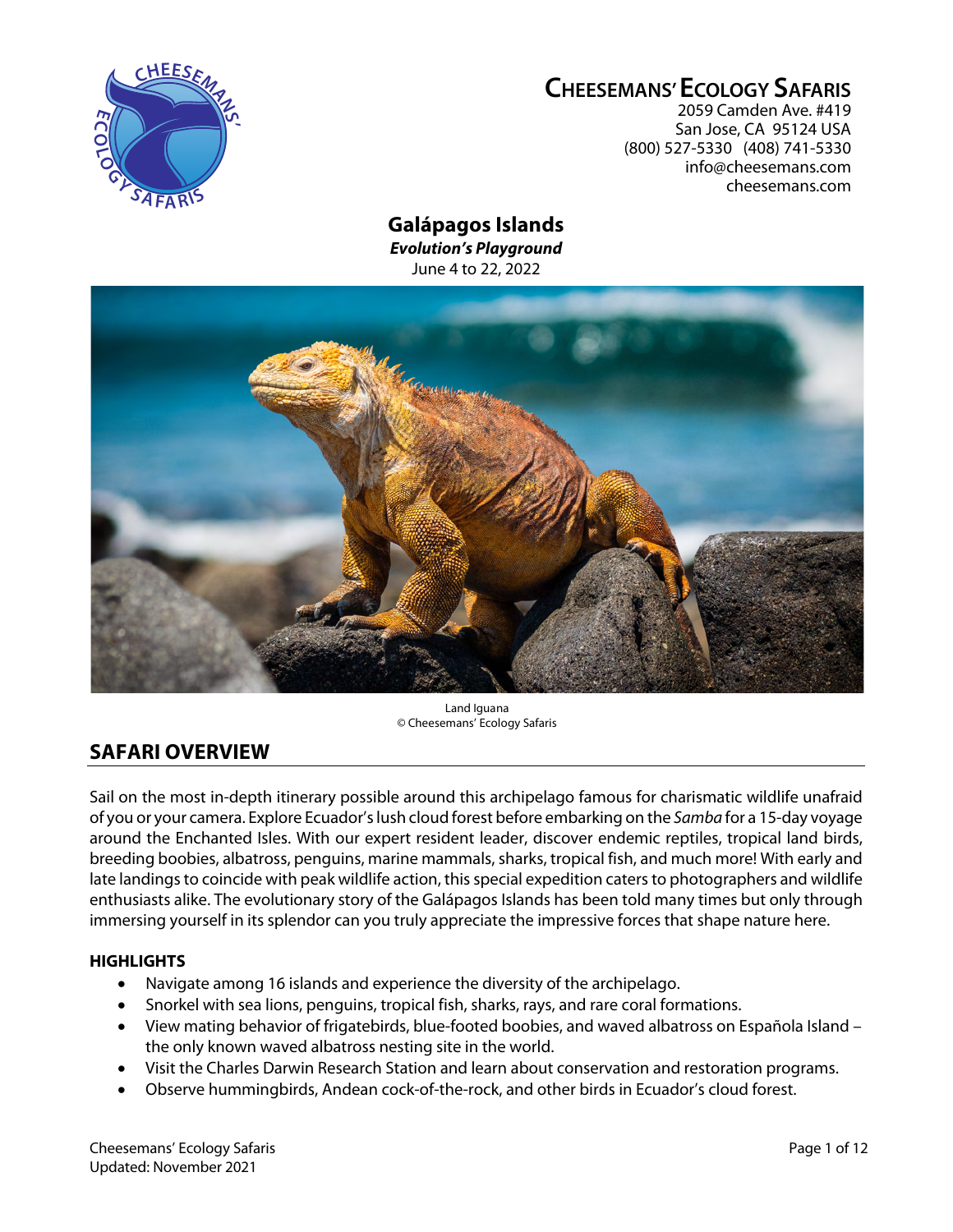# Cheesemans' Ecology Safaris

2059 Camden Ave. #419
San Jose, CA 95124 USA
(800) 527-5330 (408) 741-5330
info@cheesemans.com
cheesemans.com

## Galápagos Islands

***Evolution's Playground***

June 4 to 22, 2022

Land Iguana
© Cheesemans' Ecology Safaris

## SAFARI OVERVIEW

Sail on the most in-depth itinerary possible around this archipelago famous for charismatic wildlife unafraid of you or your camera. Explore Ecuador's lush cloud forest before embarking on the *Samba* for a 15-day voyage around the Enchanted Isles. With our expert resident leader, discover endemic reptiles, tropical land birds, breeding boobies, albatross, penguins, marine mammals, sharks, tropical fish, and much more! With early and late landings to coincide with peak wildlife action, this special expedition caters to photographers and wildlife enthusiasts alike. The evolutionary story of the Galápagos Islands has been told many times but only through immersing yourself in its splendor can you truly appreciate the impressive forces that shape nature here.

### HIGHLIGHTS

- Navigate among 16 islands and experience the diversity of the archipelago.
- Snorkel with sea lions, penguins, tropical fish, sharks, rays, and rare coral formations.
- View mating behavior of frigatebirds, blue-footed boobies, and waved albatross on Española Island – the only known waved albatross nesting site in the world.
- Visit the Charles Darwin Research Station and learn about conservation and restoration programs.
- Observe hummingbirds, Andean cock-of-the-rock, and other birds in Ecuador's cloud forest.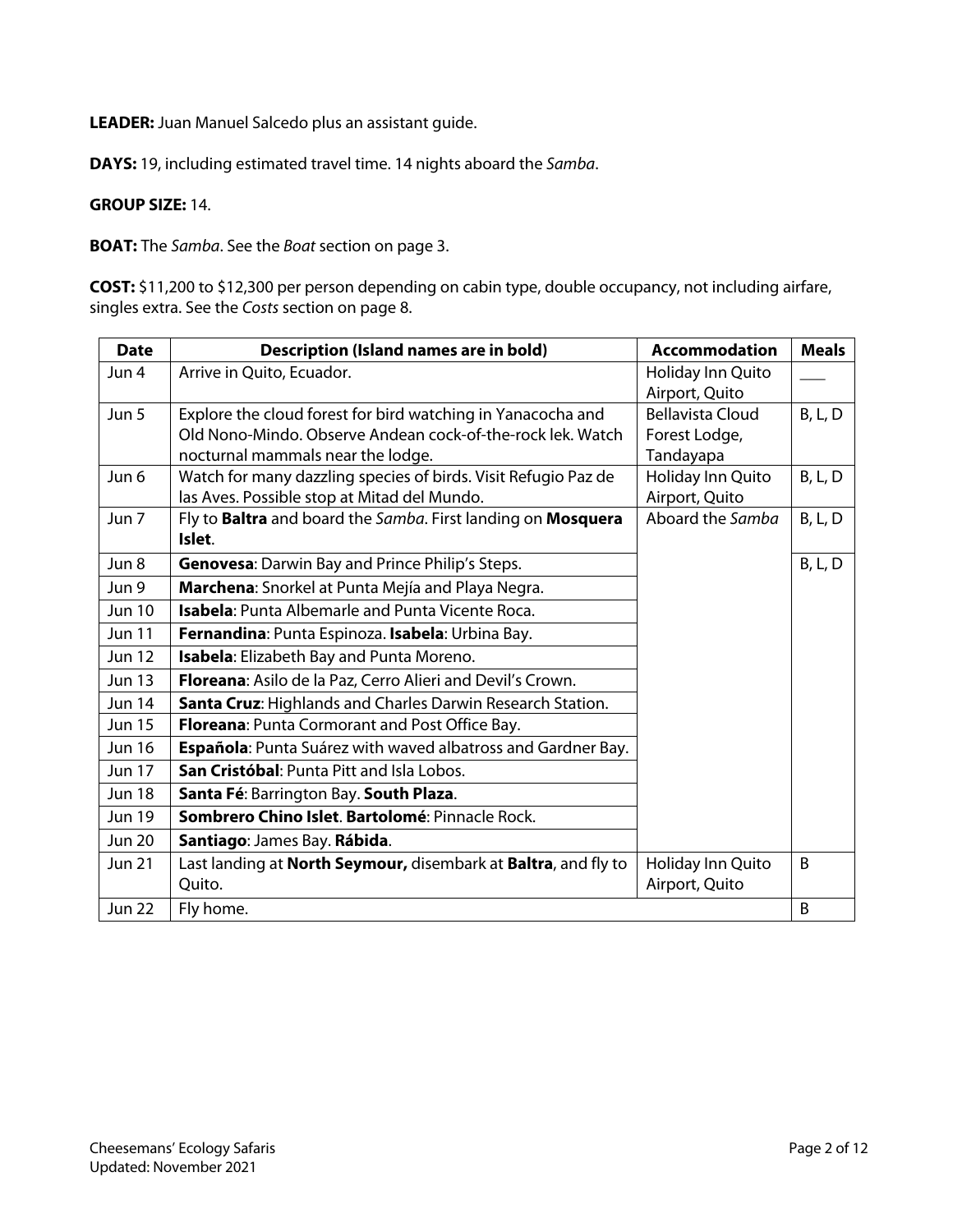**LEADER:** Juan Manuel Salcedo plus an assistant guide.

**DAYS:** 19, including estimated travel time. 14 nights aboard the *Samba*.

**GROUP SIZE:** 14.

**BOAT:** The *Samba*. See the *Boat* section on page 3.

**COST:** $11,200 to $12,300 per person depending on cabin type, double occupancy, not including airfare, singles extra. See the *Costs* section on page 8.

| Date | Description (Island names are in bold) | Accommodation | Meals |
|---|---|---|---|
| Jun 4 | Arrive in Quito, Ecuador. | Holiday Inn Quito Airport, Quito | ___ |
| Jun 5 | Explore the cloud forest for bird watching in Yanacocha and Old Nono-Mindo. Observe Andean cock-of-the-rock lek. Watch nocturnal mammals near the lodge. | Bellavista Cloud Forest Lodge, Tandayapa | B, L, D |
| Jun 6 | Watch for many dazzling species of birds. Visit Refugio Paz de las Aves. Possible stop at Mitad del Mundo. | Holiday Inn Quito Airport, Quito | B, L, D |
| Jun 7 | Fly to **Baltra** and board the *Samba*. First landing on **Mosquera Islet**. | Aboard the *Samba* | B, L, D |
| Jun 8 | **Genovesa**: Darwin Bay and Prince Philip's Steps. | | B, L, D |
| Jun 9 | **Marchena**: Snorkel at Punta Mejía and Playa Negra. | | |
| Jun 10 | **Isabela**: Punta Albemarle and Punta Vicente Roca. | | |
| Jun 11 | **Fernandina**: Punta Espinoza. **Isabela**: Urbina Bay. | | |
| Jun 12 | **Isabela**: Elizabeth Bay and Punta Moreno. | | |
| Jun 13 | **Floreana**: Asilo de la Paz, Cerro Alieri and Devil's Crown. | | |
| Jun 14 | **Santa Cruz**: Highlands and Charles Darwin Research Station. | | |
| Jun 15 | **Floreana**: Punta Cormorant and Post Office Bay. | | |
| Jun 16 | **Española**: Punta Suárez with waved albatross and Gardner Bay. | | |
| Jun 17 | **San Cristóbal**: Punta Pitt and Isla Lobos. | | |
| Jun 18 | **Santa Fé**: Barrington Bay. **South Plaza**. | | |
| Jun 19 | **Sombrero Chino Islet**. **Bartolomé**: Pinnacle Rock. | | |
| Jun 20 | **Santiago**: James Bay. **Rábida**. | | |
| Jun 21 | Last landing at **North Seymour,** disembark at **Baltra**, and fly to Quito. | Holiday Inn Quito Airport, Quito | B |
| Jun 22 | Fly home. | | B |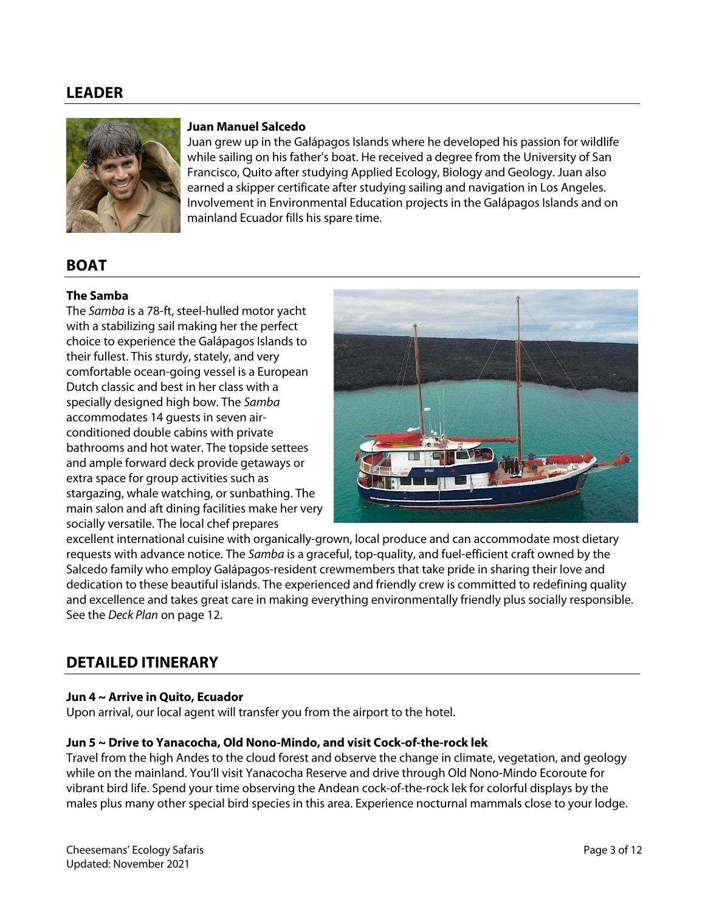## LEADER

**Juan Manuel Salcedo**

Juan grew up in the Galápagos Islands where he developed his passion for wildlife while sailing on his father's boat. He received a degree from the University of San Francisco, Quito after studying Applied Ecology, Biology and Geology. Juan also earned a skipper certificate after studying sailing and navigation in Los Angeles. Involvement in Environmental Education projects in the Galápagos Islands and on mainland Ecuador fills his spare time.

## BOAT

**The Samba**

The *Samba* is a 78-ft, steel-hulled motor yacht with a stabilizing sail making her the perfect choice to experience the Galápagos Islands to their fullest. This sturdy, stately, and very comfortable ocean-going vessel is a European Dutch classic and best in her class with a specially designed high bow. The *Samba* accommodates 14 guests in seven air-conditioned double cabins with private bathrooms and hot water. The topside settees and ample forward deck provide getaways or extra space for group activities such as stargazing, whale watching, or sunbathing. The main salon and aft dining facilities make her very socially versatile. The local chef prepares excellent international cuisine with organically-grown, local produce and can accommodate most dietary requests with advance notice. The *Samba* is a graceful, top-quality, and fuel-efficient craft owned by the Salcedo family who employ Galápagos-resident crewmembers that take pride in sharing their love and dedication to these beautiful islands. The experienced and friendly crew is committed to redefining quality and excellence and takes great care in making everything environmentally friendly plus socially responsible. See the *Deck Plan* on page 12.

## DETAILED ITINERARY

**Jun 4 ~ Arrive in Quito, Ecuador**

Upon arrival, our local agent will transfer you from the airport to the hotel.

**Jun 5 ~ Drive to Yanacocha, Old Nono-Mindo, and visit Cock-of-the-rock lek**

Travel from the high Andes to the cloud forest and observe the change in climate, vegetation, and geology while on the mainland. You'll visit Yanacocha Reserve and drive through Old Nono-Mindo Ecoroute for vibrant bird life. Spend your time observing the Andean cock-of-the-rock lek for colorful displays by the males plus many other special bird species in this area. Experience nocturnal mammals close to your lodge.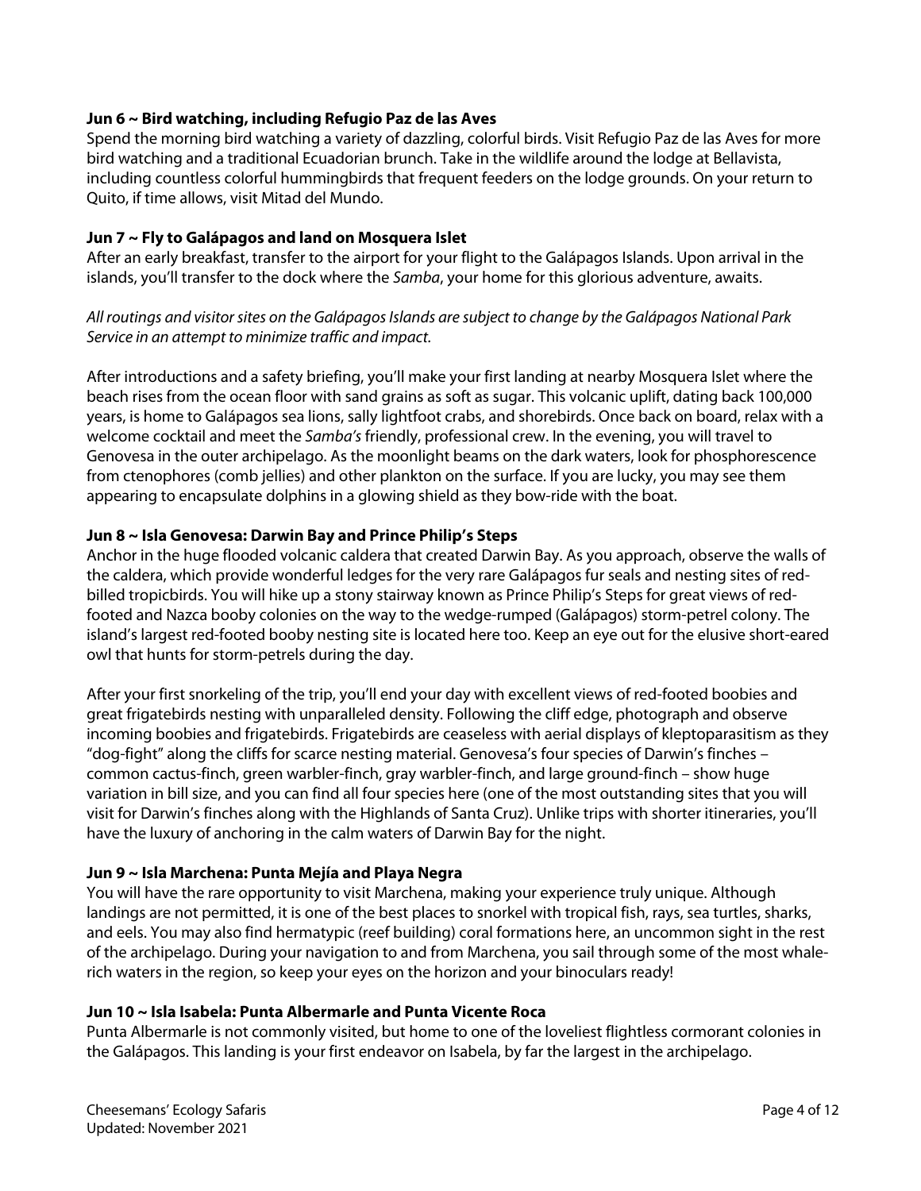### Jun 6 ~ Bird watching, including Refugio Paz de las Aves

Spend the morning bird watching a variety of dazzling, colorful birds. Visit Refugio Paz de las Aves for more bird watching and a traditional Ecuadorian brunch. Take in the wildlife around the lodge at Bellavista, including countless colorful hummingbirds that frequent feeders on the lodge grounds. On your return to Quito, if time allows, visit Mitad del Mundo.

### Jun 7 ~ Fly to Galápagos and land on Mosquera Islet

After an early breakfast, transfer to the airport for your flight to the Galápagos Islands. Upon arrival in the islands, you'll transfer to the dock where the *Samba*, your home for this glorious adventure, awaits.

*All routings and visitor sites on the Galápagos Islands are subject to change by the Galápagos National Park Service in an attempt to minimize traffic and impact.*

After introductions and a safety briefing, you'll make your first landing at nearby Mosquera Islet where the beach rises from the ocean floor with sand grains as soft as sugar. This volcanic uplift, dating back 100,000 years, is home to Galápagos sea lions, sally lightfoot crabs, and shorebirds. Once back on board, relax with a welcome cocktail and meet the *Samba's* friendly, professional crew. In the evening, you will travel to Genovesa in the outer archipelago. As the moonlight beams on the dark waters, look for phosphorescence from ctenophores (comb jellies) and other plankton on the surface. If you are lucky, you may see them appearing to encapsulate dolphins in a glowing shield as they bow-ride with the boat.

### Jun 8 ~ Isla Genovesa: Darwin Bay and Prince Philip's Steps

Anchor in the huge flooded volcanic caldera that created Darwin Bay. As you approach, observe the walls of the caldera, which provide wonderful ledges for the very rare Galápagos fur seals and nesting sites of red-billed tropicbirds. You will hike up a stony stairway known as Prince Philip's Steps for great views of red-footed and Nazca booby colonies on the way to the wedge-rumped (Galápagos) storm-petrel colony. The island's largest red-footed booby nesting site is located here too. Keep an eye out for the elusive short-eared owl that hunts for storm-petrels during the day.

After your first snorkeling of the trip, you'll end your day with excellent views of red-footed boobies and great frigatebirds nesting with unparalleled density. Following the cliff edge, photograph and observe incoming boobies and frigatebirds. Frigatebirds are ceaseless with aerial displays of kleptoparasitism as they "dog-fight" along the cliffs for scarce nesting material. Genovesa's four species of Darwin's finches – common cactus-finch, green warbler-finch, gray warbler-finch, and large ground-finch – show huge variation in bill size, and you can find all four species here (one of the most outstanding sites that you will visit for Darwin's finches along with the Highlands of Santa Cruz). Unlike trips with shorter itineraries, you'll have the luxury of anchoring in the calm waters of Darwin Bay for the night.

### Jun 9 ~ Isla Marchena: Punta Mejía and Playa Negra

You will have the rare opportunity to visit Marchena, making your experience truly unique. Although landings are not permitted, it is one of the best places to snorkel with tropical fish, rays, sea turtles, sharks, and eels. You may also find hermatypic (reef building) coral formations here, an uncommon sight in the rest of the archipelago. During your navigation to and from Marchena, you sail through some of the most whale-rich waters in the region, so keep your eyes on the horizon and your binoculars ready!

### Jun 10 ~ Isla Isabela: Punta Albermarle and Punta Vicente Roca

Punta Albermarle is not commonly visited, but home to one of the loveliest flightless cormorant colonies in the Galápagos. This landing is your first endeavor on Isabela, by far the largest in the archipelago.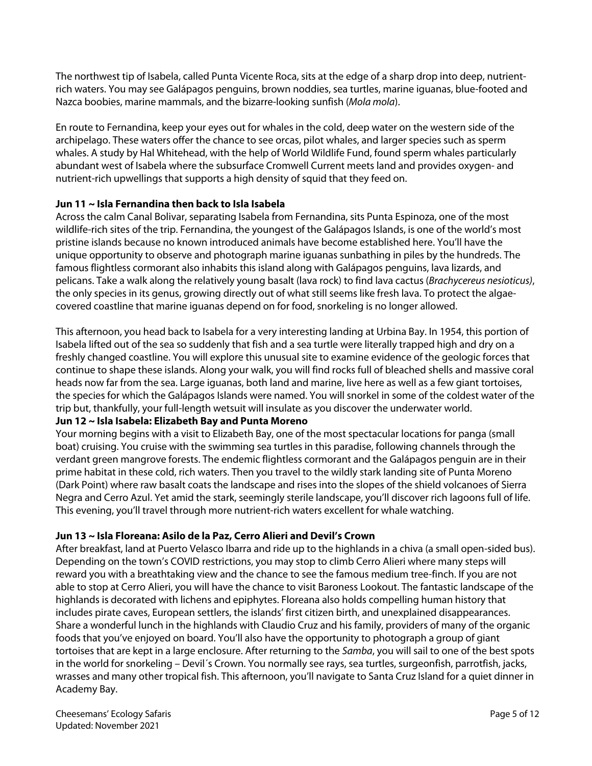The northwest tip of Isabela, called Punta Vicente Roca, sits at the edge of a sharp drop into deep, nutrient-rich waters. You may see Galápagos penguins, brown noddies, sea turtles, marine iguanas, blue-footed and Nazca boobies, marine mammals, and the bizarre-looking sunfish (*Mola mola*).

En route to Fernandina, keep your eyes out for whales in the cold, deep water on the western side of the archipelago. These waters offer the chance to see orcas, pilot whales, and larger species such as sperm whales. A study by Hal Whitehead, with the help of World Wildlife Fund, found sperm whales particularly abundant west of Isabela where the subsurface Cromwell Current meets land and provides oxygen- and nutrient-rich upwellings that supports a high density of squid that they feed on.

**Jun 11 ~ Isla Fernandina then back to Isla Isabela**

Across the calm Canal Bolivar, separating Isabela from Fernandina, sits Punta Espinoza, one of the most wildlife-rich sites of the trip. Fernandina, the youngest of the Galápagos Islands, is one of the world's most pristine islands because no known introduced animals have become established here. You'll have the unique opportunity to observe and photograph marine iguanas sunbathing in piles by the hundreds. The famous flightless cormorant also inhabits this island along with Galápagos penguins, lava lizards, and pelicans. Take a walk along the relatively young basalt (lava rock) to find lava cactus (*Brachycereus nesioticus)*, the only species in its genus, growing directly out of what still seems like fresh lava. To protect the algae-covered coastline that marine iguanas depend on for food, snorkeling is no longer allowed.

This afternoon, you head back to Isabela for a very interesting landing at Urbina Bay. In 1954, this portion of Isabela lifted out of the sea so suddenly that fish and a sea turtle were literally trapped high and dry on a freshly changed coastline. You will explore this unusual site to examine evidence of the geologic forces that continue to shape these islands. Along your walk, you will find rocks full of bleached shells and massive coral heads now far from the sea. Large iguanas, both land and marine, live here as well as a few giant tortoises, the species for which the Galápagos Islands were named. You will snorkel in some of the coldest water of the trip but, thankfully, your full-length wetsuit will insulate as you discover the underwater world.

**Jun 12 ~ Isla Isabela: Elizabeth Bay and Punta Moreno**

Your morning begins with a visit to Elizabeth Bay, one of the most spectacular locations for panga (small boat) cruising. You cruise with the swimming sea turtles in this paradise, following channels through the verdant green mangrove forests. The endemic flightless cormorant and the Galápagos penguin are in their prime habitat in these cold, rich waters. Then you travel to the wildly stark landing site of Punta Moreno (Dark Point) where raw basalt coats the landscape and rises into the slopes of the shield volcanoes of Sierra Negra and Cerro Azul. Yet amid the stark, seemingly sterile landscape, you'll discover rich lagoons full of life. This evening, you'll travel through more nutrient-rich waters excellent for whale watching.

**Jun 13 ~ Isla Floreana: Asilo de la Paz, Cerro Alieri and Devil's Crown**

After breakfast, land at Puerto Velasco Ibarra and ride up to the highlands in a chiva (a small open-sided bus). Depending on the town's COVID restrictions, you may stop to climb Cerro Alieri where many steps will reward you with a breathtaking view and the chance to see the famous medium tree-finch. If you are not able to stop at Cerro Alieri, you will have the chance to visit Baroness Lookout. The fantastic landscape of the highlands is decorated with lichens and epiphytes. Floreana also holds compelling human history that includes pirate caves, European settlers, the islands' first citizen birth, and unexplained disappearances. Share a wonderful lunch in the highlands with Claudio Cruz and his family, providers of many of the organic foods that you've enjoyed on board. You'll also have the opportunity to photograph a group of giant tortoises that are kept in a large enclosure. After returning to the *Samba*, you will sail to one of the best spots in the world for snorkeling – Devil´s Crown. You normally see rays, sea turtles, surgeonfish, parrotfish, jacks, wrasses and many other tropical fish. This afternoon, you'll navigate to Santa Cruz Island for a quiet dinner in Academy Bay.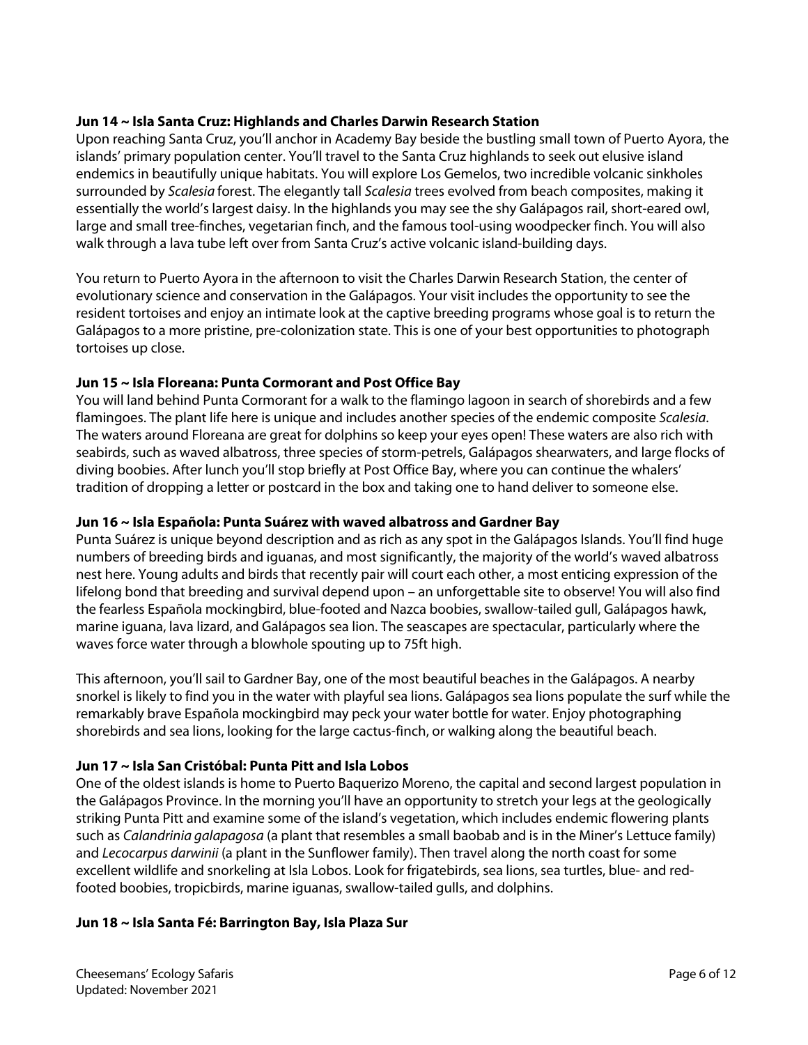**Jun 14 ~ Isla Santa Cruz: Highlands and Charles Darwin Research Station**

Upon reaching Santa Cruz, you'll anchor in Academy Bay beside the bustling small town of Puerto Ayora, the islands' primary population center. You'll travel to the Santa Cruz highlands to seek out elusive island endemics in beautifully unique habitats. You will explore Los Gemelos, two incredible volcanic sinkholes surrounded by *Scalesia* forest. The elegantly tall *Scalesia* trees evolved from beach composites, making it essentially the world's largest daisy. In the highlands you may see the shy Galápagos rail, short-eared owl, large and small tree-finches, vegetarian finch, and the famous tool-using woodpecker finch. You will also walk through a lava tube left over from Santa Cruz's active volcanic island-building days.

You return to Puerto Ayora in the afternoon to visit the Charles Darwin Research Station, the center of evolutionary science and conservation in the Galápagos. Your visit includes the opportunity to see the resident tortoises and enjoy an intimate look at the captive breeding programs whose goal is to return the Galápagos to a more pristine, pre-colonization state. This is one of your best opportunities to photograph tortoises up close.

**Jun 15 ~ Isla Floreana: Punta Cormorant and Post Office Bay**

You will land behind Punta Cormorant for a walk to the flamingo lagoon in search of shorebirds and a few flamingoes. The plant life here is unique and includes another species of the endemic composite *Scalesia*. The waters around Floreana are great for dolphins so keep your eyes open! These waters are also rich with seabirds, such as waved albatross, three species of storm-petrels, Galápagos shearwaters, and large flocks of diving boobies. After lunch you'll stop briefly at Post Office Bay, where you can continue the whalers' tradition of dropping a letter or postcard in the box and taking one to hand deliver to someone else.

**Jun 16 ~ Isla Española: Punta Suárez with waved albatross and Gardner Bay**

Punta Suárez is unique beyond description and as rich as any spot in the Galápagos Islands. You'll find huge numbers of breeding birds and iguanas, and most significantly, the majority of the world's waved albatross nest here. Young adults and birds that recently pair will court each other, a most enticing expression of the lifelong bond that breeding and survival depend upon – an unforgettable site to observe! You will also find the fearless Española mockingbird, blue-footed and Nazca boobies, swallow-tailed gull, Galápagos hawk, marine iguana, lava lizard, and Galápagos sea lion. The seascapes are spectacular, particularly where the waves force water through a blowhole spouting up to 75ft high.

This afternoon, you'll sail to Gardner Bay, one of the most beautiful beaches in the Galápagos. A nearby snorkel is likely to find you in the water with playful sea lions. Galápagos sea lions populate the surf while the remarkably brave Española mockingbird may peck your water bottle for water. Enjoy photographing shorebirds and sea lions, looking for the large cactus-finch, or walking along the beautiful beach.

**Jun 17 ~ Isla San Cristóbal: Punta Pitt and Isla Lobos**

One of the oldest islands is home to Puerto Baquerizo Moreno, the capital and second largest population in the Galápagos Province. In the morning you'll have an opportunity to stretch your legs at the geologically striking Punta Pitt and examine some of the island's vegetation, which includes endemic flowering plants such as *Calandrinia galapagosa* (a plant that resembles a small baobab and is in the Miner's Lettuce family) and *Lecocarpus darwinii* (a plant in the Sunflower family). Then travel along the north coast for some excellent wildlife and snorkeling at Isla Lobos. Look for frigatebirds, sea lions, sea turtles, blue- and red-footed boobies, tropicbirds, marine iguanas, swallow-tailed gulls, and dolphins.

**Jun 18 ~ Isla Santa Fé: Barrington Bay, Isla Plaza Sur**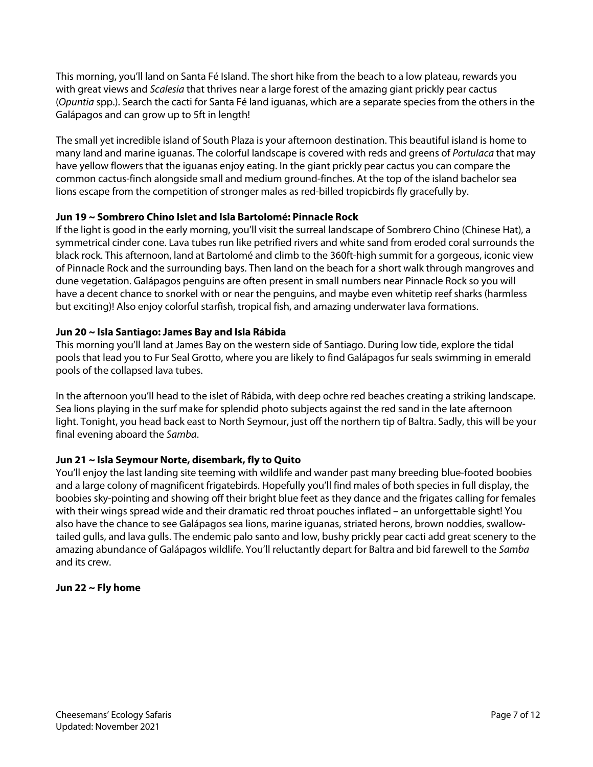This morning, you'll land on Santa Fé Island. The short hike from the beach to a low plateau, rewards you with great views and *Scalesia* that thrives near a large forest of the amazing giant prickly pear cactus (*Opuntia* spp.). Search the cacti for Santa Fé land iguanas, which are a separate species from the others in the Galápagos and can grow up to 5ft in length!

The small yet incredible island of South Plaza is your afternoon destination. This beautiful island is home to many land and marine iguanas. The colorful landscape is covered with reds and greens of *Portulaca* that may have yellow flowers that the iguanas enjoy eating. In the giant prickly pear cactus you can compare the common cactus-finch alongside small and medium ground-finches. At the top of the island bachelor sea lions escape from the competition of stronger males as red-billed tropicbirds fly gracefully by.

**Jun 19 ~ Sombrero Chino Islet and Isla Bartolomé: Pinnacle Rock**

If the light is good in the early morning, you'll visit the surreal landscape of Sombrero Chino (Chinese Hat), a symmetrical cinder cone. Lava tubes run like petrified rivers and white sand from eroded coral surrounds the black rock. This afternoon, land at Bartolomé and climb to the 360ft-high summit for a gorgeous, iconic view of Pinnacle Rock and the surrounding bays. Then land on the beach for a short walk through mangroves and dune vegetation. Galápagos penguins are often present in small numbers near Pinnacle Rock so you will have a decent chance to snorkel with or near the penguins, and maybe even whitetip reef sharks (harmless but exciting)! Also enjoy colorful starfish, tropical fish, and amazing underwater lava formations.

**Jun 20 ~ Isla Santiago: James Bay and Isla Rábida**

This morning you'll land at James Bay on the western side of Santiago. During low tide, explore the tidal pools that lead you to Fur Seal Grotto, where you are likely to find Galápagos fur seals swimming in emerald pools of the collapsed lava tubes.

In the afternoon you'll head to the islet of Rábida, with deep ochre red beaches creating a striking landscape. Sea lions playing in the surf make for splendid photo subjects against the red sand in the late afternoon light. Tonight, you head back east to North Seymour, just off the northern tip of Baltra. Sadly, this will be your final evening aboard the *Samba*.

**Jun 21 ~ Isla Seymour Norte, disembark, fly to Quito**

You'll enjoy the last landing site teeming with wildlife and wander past many breeding blue-footed boobies and a large colony of magnificent frigatebirds. Hopefully you'll find males of both species in full display, the boobies sky-pointing and showing off their bright blue feet as they dance and the frigates calling for females with their wings spread wide and their dramatic red throat pouches inflated – an unforgettable sight! You also have the chance to see Galápagos sea lions, marine iguanas, striated herons, brown noddies, swallow-tailed gulls, and lava gulls. The endemic palo santo and low, bushy prickly pear cacti add great scenery to the amazing abundance of Galápagos wildlife. You'll reluctantly depart for Baltra and bid farewell to the *Samba* and its crew.

**Jun 22 ~ Fly home**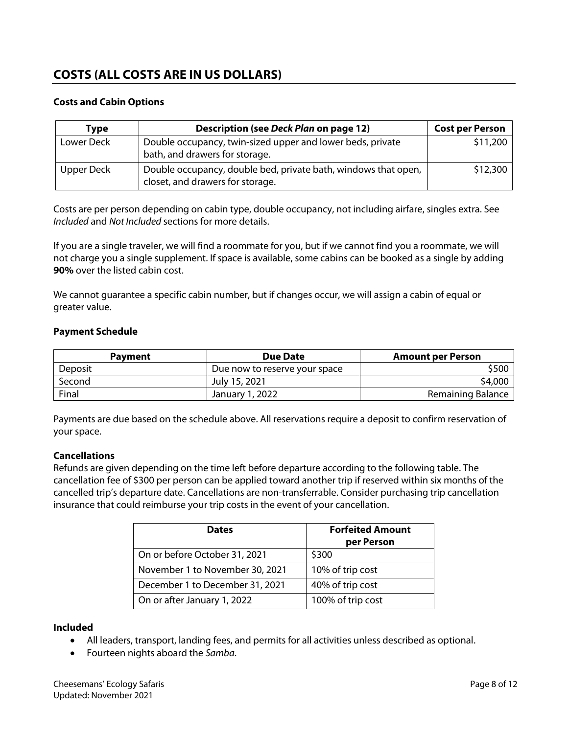## COSTS (ALL COSTS ARE IN US DOLLARS)

### Costs and Cabin Options

| Type | Description (see *Deck Plan* on page 12) | Cost per Person |
|---|---|---|
| Lower Deck | Double occupancy, twin-sized upper and lower beds, private bath, and drawers for storage. | $11,200 |
| Upper Deck | Double occupancy, double bed, private bath, windows that open, closet, and drawers for storage. | $12,300 |

Costs are per person depending on cabin type, double occupancy, not including airfare, singles extra. See *Included* and *Not Included* sections for more details.

If you are a single traveler, we will find a roommate for you, but if we cannot find you a roommate, we will not charge you a single supplement. If space is available, some cabins can be booked as a single by adding **90%** over the listed cabin cost.

We cannot guarantee a specific cabin number, but if changes occur, we will assign a cabin of equal or greater value.

### Payment Schedule

| Payment | Due Date | Amount per Person |
|---|---|---|
| Deposit | Due now to reserve your space | $500 |
| Second | July 15, 2021 | $4,000 |
| Final | January 1, 2022 | Remaining Balance |

Payments are due based on the schedule above. All reservations require a deposit to confirm reservation of your space.

### Cancellations

Refunds are given depending on the time left before departure according to the following table. The cancellation fee of $300 per person can be applied toward another trip if reserved within six months of the cancelled trip's departure date. Cancellations are non-transferrable. Consider purchasing trip cancellation insurance that could reimburse your trip costs in the event of your cancellation.

| Dates | Forfeited Amount per Person |
|---|---|
| On or before October 31, 2021 | $300 |
| November 1 to November 30, 2021 | 10% of trip cost |
| December 1 to December 31, 2021 | 40% of trip cost |
| On or after January 1, 2022 | 100% of trip cost |

### Included

- All leaders, transport, landing fees, and permits for all activities unless described as optional.
- Fourteen nights aboard the *Samba*.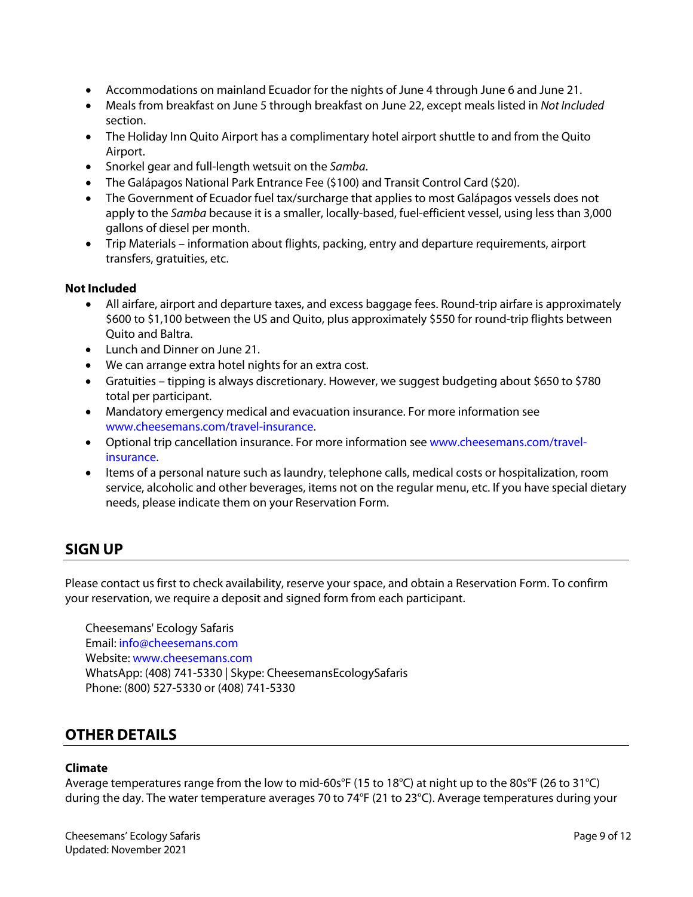- Accommodations on mainland Ecuador for the nights of June 4 through June 6 and June 21.
- Meals from breakfast on June 5 through breakfast on June 22, except meals listed in *Not Included* section.
- The Holiday Inn Quito Airport has a complimentary hotel airport shuttle to and from the Quito Airport.
- Snorkel gear and full-length wetsuit on the *Samba*.
- The Galápagos National Park Entrance Fee ($100) and Transit Control Card ($20).
- The Government of Ecuador fuel tax/surcharge that applies to most Galápagos vessels does not apply to the *Samba* because it is a smaller, locally-based, fuel-efficient vessel, using less than 3,000 gallons of diesel per month.
- Trip Materials – information about flights, packing, entry and departure requirements, airport transfers, gratuities, etc.

**Not Included**

- All airfare, airport and departure taxes, and excess baggage fees. Round-trip airfare is approximately $600 to $1,100 between the US and Quito, plus approximately $550 for round-trip flights between Quito and Baltra.
- Lunch and Dinner on June 21.
- We can arrange extra hotel nights for an extra cost.
- Gratuities – tipping is always discretionary. However, we suggest budgeting about $650 to $780 total per participant.
- Mandatory emergency medical and evacuation insurance. For more information see www.cheesemans.com/travel-insurance.
- Optional trip cancellation insurance. For more information see www.cheesemans.com/travel-insurance.
- Items of a personal nature such as laundry, telephone calls, medical costs or hospitalization, room service, alcoholic and other beverages, items not on the regular menu, etc. If you have special dietary needs, please indicate them on your Reservation Form.

## SIGN UP

Please contact us first to check availability, reserve your space, and obtain a Reservation Form. To confirm your reservation, we require a deposit and signed form from each participant.

Cheesemans' Ecology Safaris
Email: info@cheesemans.com
Website: www.cheesemans.com
WhatsApp: (408) 741-5330 | Skype: CheesemansEcologySafaris
Phone: (800) 527-5330 or (408) 741-5330

## OTHER DETAILS

**Climate**

Average temperatures range from the low to mid-60s°F (15 to 18°C) at night up to the 80s°F (26 to 31°C) during the day. The water temperature averages 70 to 74°F (21 to 23°C). Average temperatures during your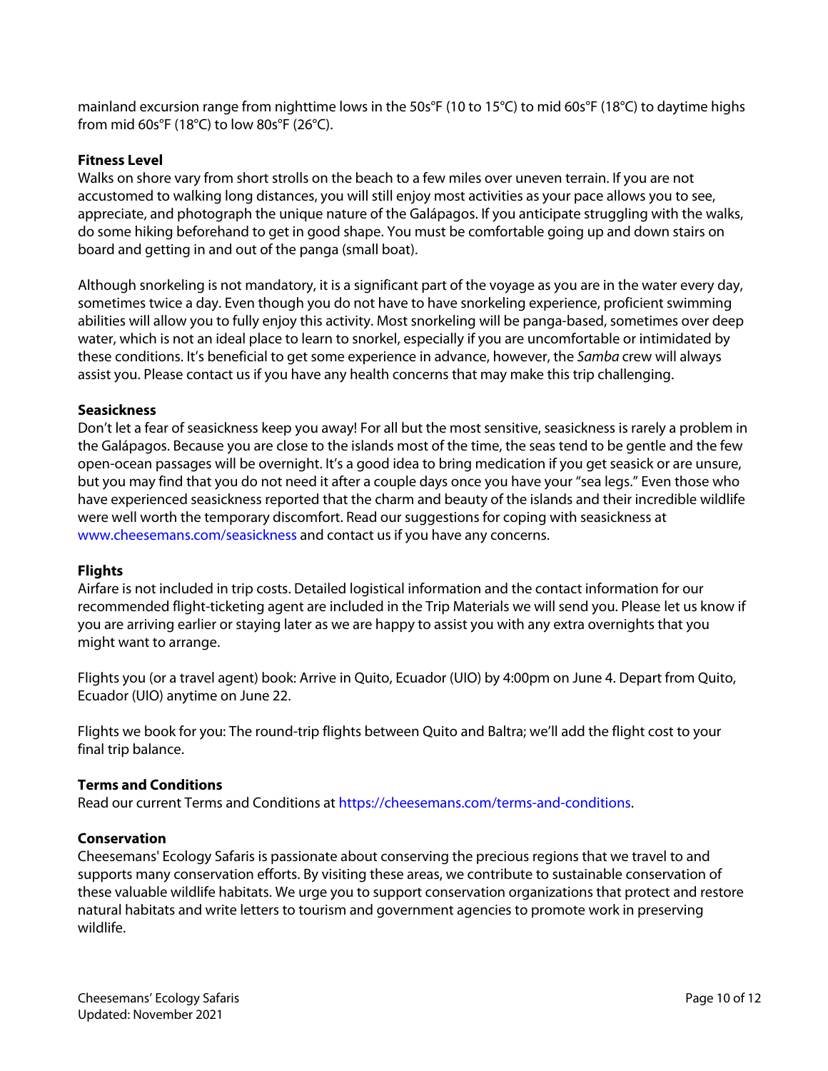mainland excursion range from nighttime lows in the 50s°F (10 to 15°C) to mid 60s°F (18°C) to daytime highs from mid 60s°F (18°C) to low 80s°F (26°C).

**Fitness Level**

Walks on shore vary from short strolls on the beach to a few miles over uneven terrain. If you are not accustomed to walking long distances, you will still enjoy most activities as your pace allows you to see, appreciate, and photograph the unique nature of the Galápagos. If you anticipate struggling with the walks, do some hiking beforehand to get in good shape. You must be comfortable going up and down stairs on board and getting in and out of the panga (small boat).

Although snorkeling is not mandatory, it is a significant part of the voyage as you are in the water every day, sometimes twice a day. Even though you do not have to have snorkeling experience, proficient swimming abilities will allow you to fully enjoy this activity. Most snorkeling will be panga-based, sometimes over deep water, which is not an ideal place to learn to snorkel, especially if you are uncomfortable or intimidated by these conditions. It's beneficial to get some experience in advance, however, the *Samba* crew will always assist you. Please contact us if you have any health concerns that may make this trip challenging.

**Seasickness**

Don't let a fear of seasickness keep you away! For all but the most sensitive, seasickness is rarely a problem in the Galápagos. Because you are close to the islands most of the time, the seas tend to be gentle and the few open-ocean passages will be overnight. It's a good idea to bring medication if you get seasick or are unsure, but you may find that you do not need it after a couple days once you have your "sea legs." Even those who have experienced seasickness reported that the charm and beauty of the islands and their incredible wildlife were well worth the temporary discomfort. Read our suggestions for coping with seasickness at www.cheesemans.com/seasickness and contact us if you have any concerns.

**Flights**

Airfare is not included in trip costs. Detailed logistical information and the contact information for our recommended flight-ticketing agent are included in the Trip Materials we will send you. Please let us know if you are arriving earlier or staying later as we are happy to assist you with any extra overnights that you might want to arrange.

Flights you (or a travel agent) book: Arrive in Quito, Ecuador (UIO) by 4:00pm on June 4. Depart from Quito, Ecuador (UIO) anytime on June 22.

Flights we book for you: The round-trip flights between Quito and Baltra; we'll add the flight cost to your final trip balance.

**Terms and Conditions**

Read our current Terms and Conditions at https://cheesemans.com/terms-and-conditions.

**Conservation**

Cheesemans' Ecology Safaris is passionate about conserving the precious regions that we travel to and supports many conservation efforts. By visiting these areas, we contribute to sustainable conservation of these valuable wildlife habitats. We urge you to support conservation organizations that protect and restore natural habitats and write letters to tourism and government agencies to promote work in preserving wildlife.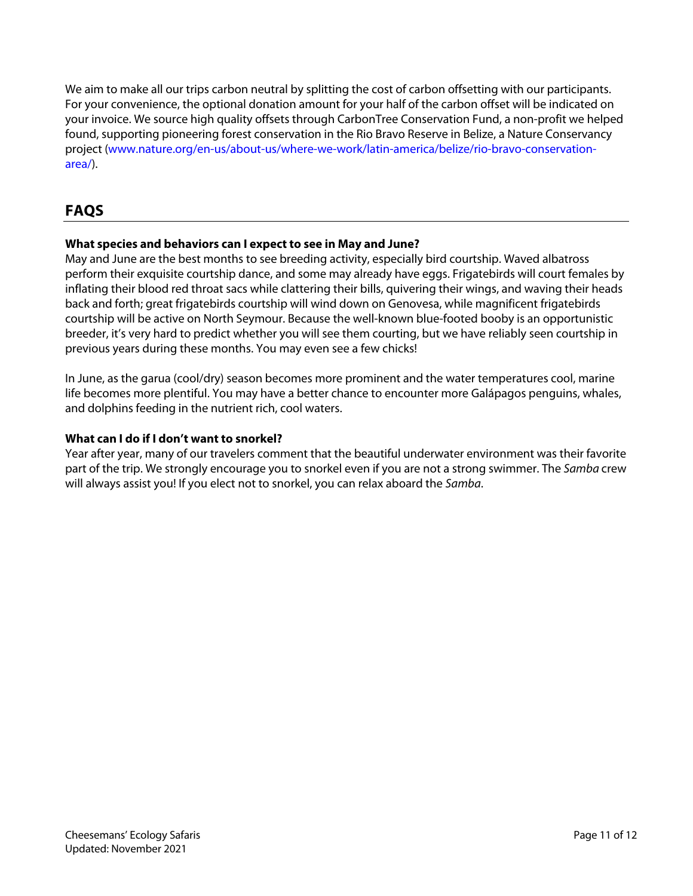We aim to make all our trips carbon neutral by splitting the cost of carbon offsetting with our participants. For your convenience, the optional donation amount for your half of the carbon offset will be indicated on your invoice. We source high quality offsets through CarbonTree Conservation Fund, a non-profit we helped found, supporting pioneering forest conservation in the Rio Bravo Reserve in Belize, a Nature Conservancy project (www.nature.org/en-us/about-us/where-we-work/latin-america/belize/rio-bravo-conservation-area/).

## FAQS

**What species and behaviors can I expect to see in May and June?**

May and June are the best months to see breeding activity, especially bird courtship. Waved albatross perform their exquisite courtship dance, and some may already have eggs. Frigatebirds will court females by inflating their blood red throat sacs while clattering their bills, quivering their wings, and waving their heads back and forth; great frigatebirds courtship will wind down on Genovesa, while magnificent frigatebirds courtship will be active on North Seymour. Because the well-known blue-footed booby is an opportunistic breeder, it's very hard to predict whether you will see them courting, but we have reliably seen courtship in previous years during these months. You may even see a few chicks!

In June, as the garua (cool/dry) season becomes more prominent and the water temperatures cool, marine life becomes more plentiful. You may have a better chance to encounter more Galápagos penguins, whales, and dolphins feeding in the nutrient rich, cool waters.

**What can I do if I don't want to snorkel?**

Year after year, many of our travelers comment that the beautiful underwater environment was their favorite part of the trip. We strongly encourage you to snorkel even if you are not a strong swimmer. The *Samba* crew will always assist you! If you elect not to snorkel, you can relax aboard the *Samba*.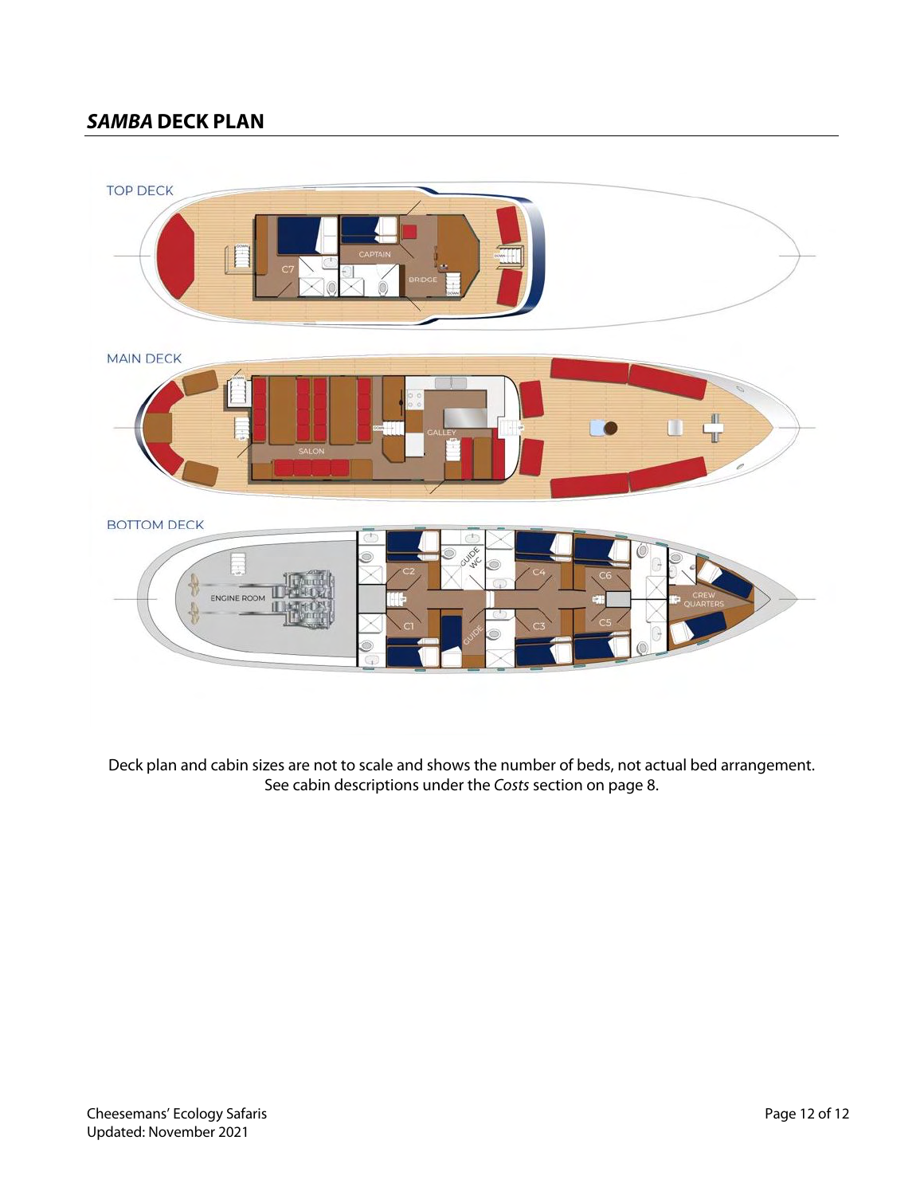## ***SAMBA* DECK PLAN**

TOP DECK

C7

CAPTAIN

BRIDGE

MAIN DECK

SALON

GALLEY

BOTTOM DECK

ENGINE ROOM

C2

C1

GUIDE WC

GUIDE

C4

C3

C6

C5

CREW QUARTERS

Deck plan and cabin sizes are not to scale and shows the number of beds, not actual bed arrangement.
See cabin descriptions under the *Costs* section on page 8.